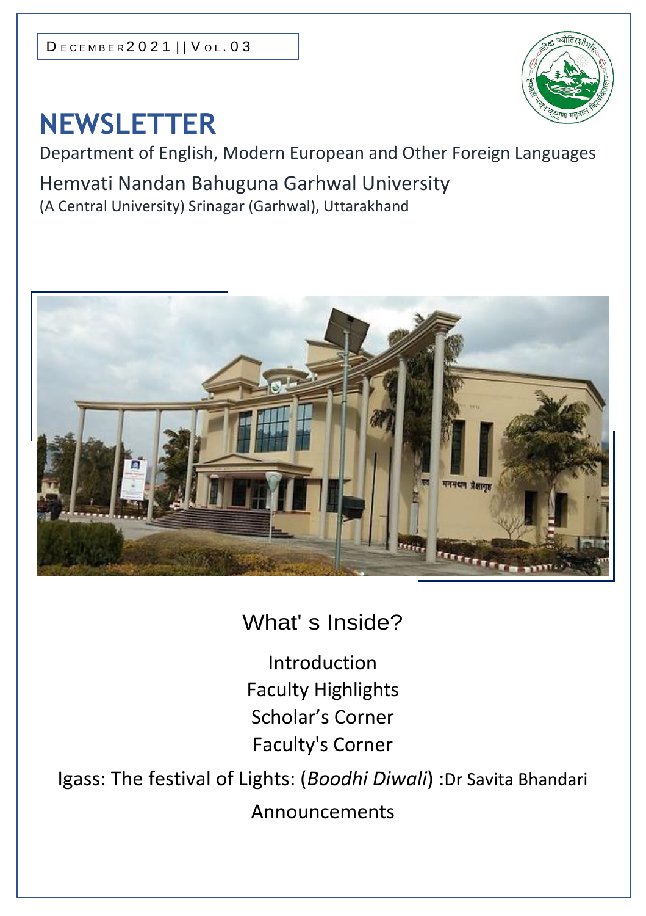DECEMBER 2021 || VOL. 03

# NEWSLETTER

Department of English, Modern European and Other Foreign Languages

Hemvati Nandan Bahuguna Garhwal University

(A Central University) Srinagar (Garhwal), Uttarakhand

## What' s Inside?

Introduction

Faculty Highlights

Scholar's Corner

Faculty's Corner

Igass: The festival of Lights: (*Boodhi Diwali*) :Dr Savita Bhandari

Announcements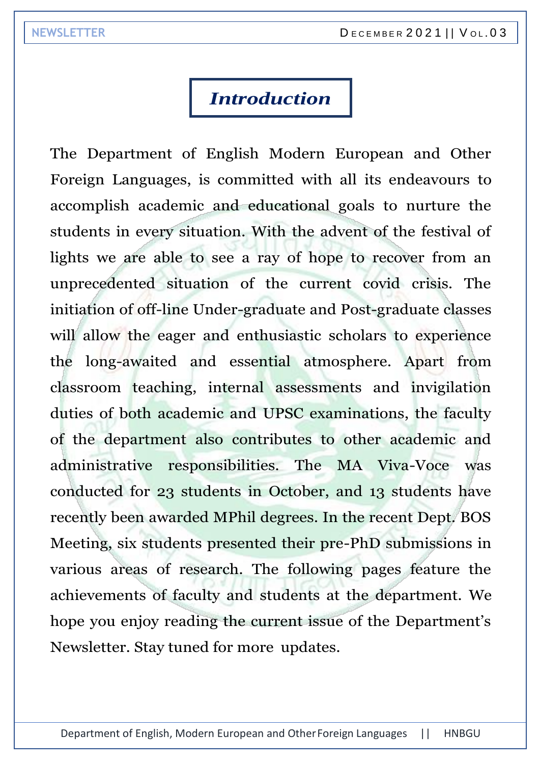# *Introduction*

The Department of English Modern European and Other Foreign Languages, is committed with all its endeavours to accomplish academic and educational goals to nurture the students in every situation. With the advent of the festival of lights we are able to see a ray of hope to recover from an unprecedented situation of the current covid crisis. The initiation of off-line Under-graduate and Post-graduate classes will allow the eager and enthusiastic scholars to experience the long-awaited and essential atmosphere. Apart from classroom teaching, internal assessments and invigilation duties of both academic and UPSC examinations, the faculty of the department also contributes to other academic and administrative responsibilities. The MA Viva-Voce was conducted for 23 students in October, and 13 students have recently been awarded MPhil degrees. In the recent Dept. BOS Meeting, six students presented their pre-PhD submissions in various areas of research. The following pages feature the achievements of faculty and students at the department. We hope you enjoy reading the current issue of the Department's Newsletter. Stay tuned for more updates.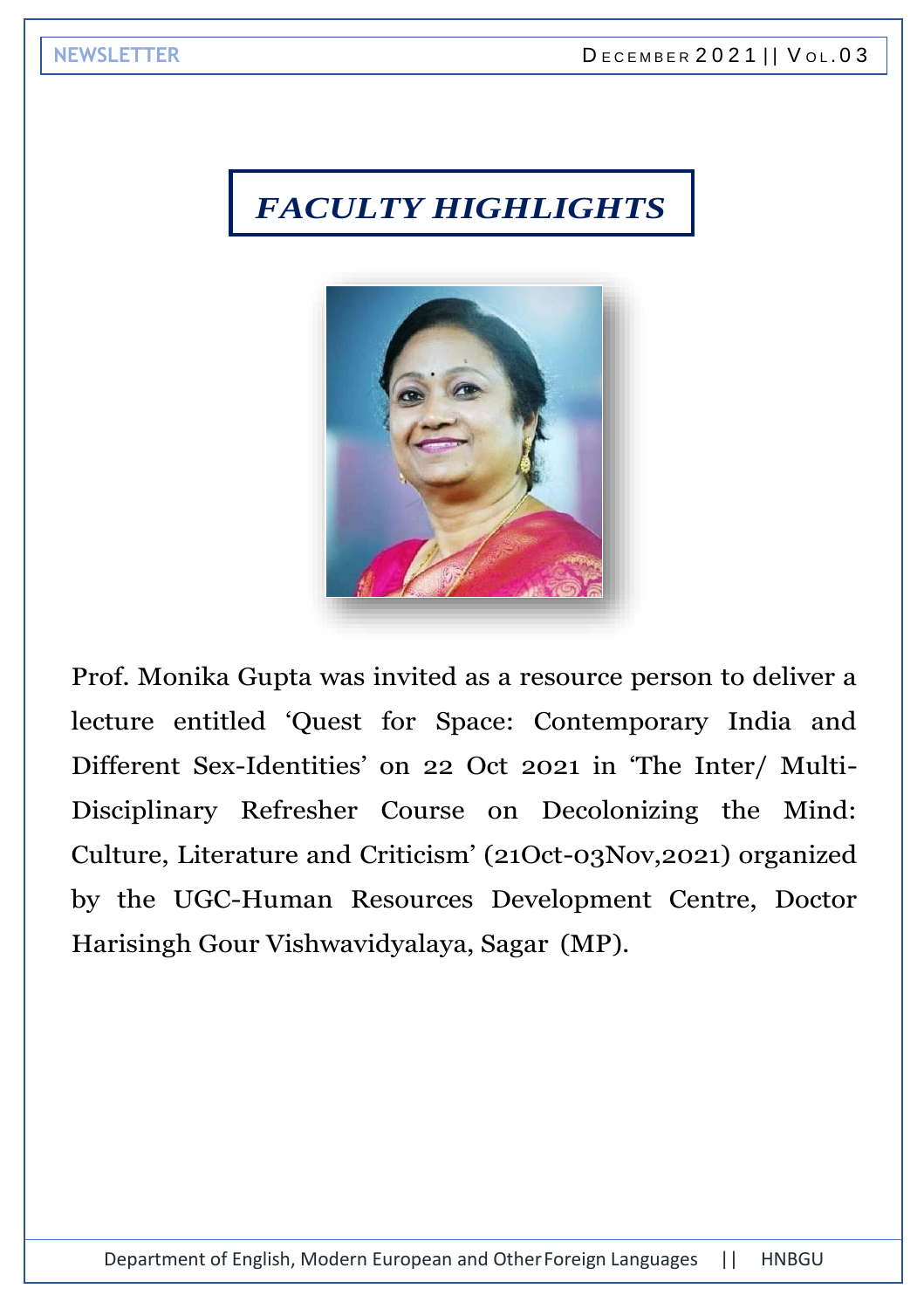# *FACULTY HIGHLIGHTS*

Prof. Monika Gupta was invited as a resource person to deliver a lecture entitled 'Quest for Space: Contemporary India and Different Sex-Identities' on 22 Oct 2021 in 'The Inter/ Multi-Disciplinary Refresher Course on Decolonizing the Mind: Culture, Literature and Criticism' (21Oct-03Nov,2021) organized by the UGC-Human Resources Development Centre, Doctor Harisingh Gour Vishwavidyalaya, Sagar (MP).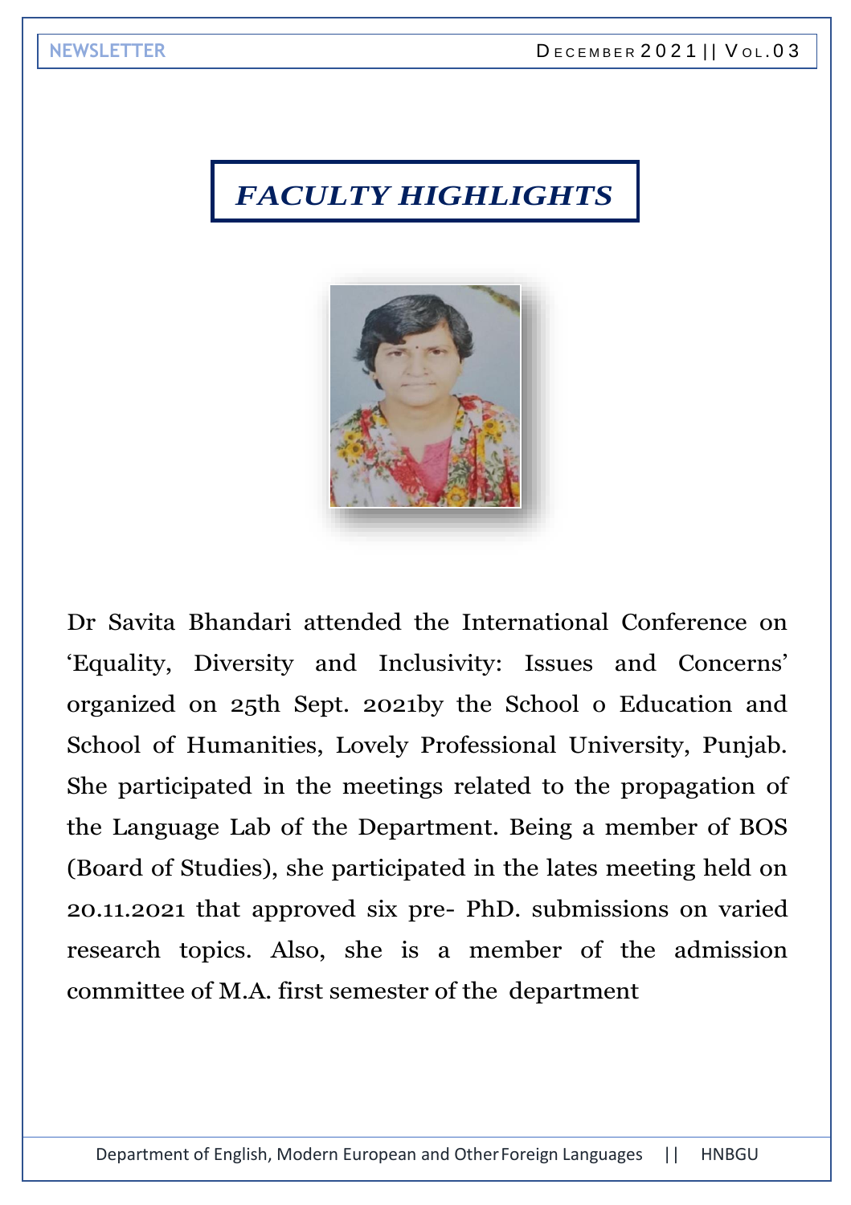# *FACULTY HIGHLIGHTS*

Dr Savita Bhandari attended the International Conference on 'Equality, Diversity and Inclusivity: Issues and Concerns' organized on 25th Sept. 2021by the School o Education and School of Humanities, Lovely Professional University, Punjab. She participated in the meetings related to the propagation of the Language Lab of the Department. Being a member of BOS (Board of Studies), she participated in the lates meeting held on 20.11.2021 that approved six pre- PhD. submissions on varied research topics. Also, she is a member of the admission committee of M.A. first semester of the department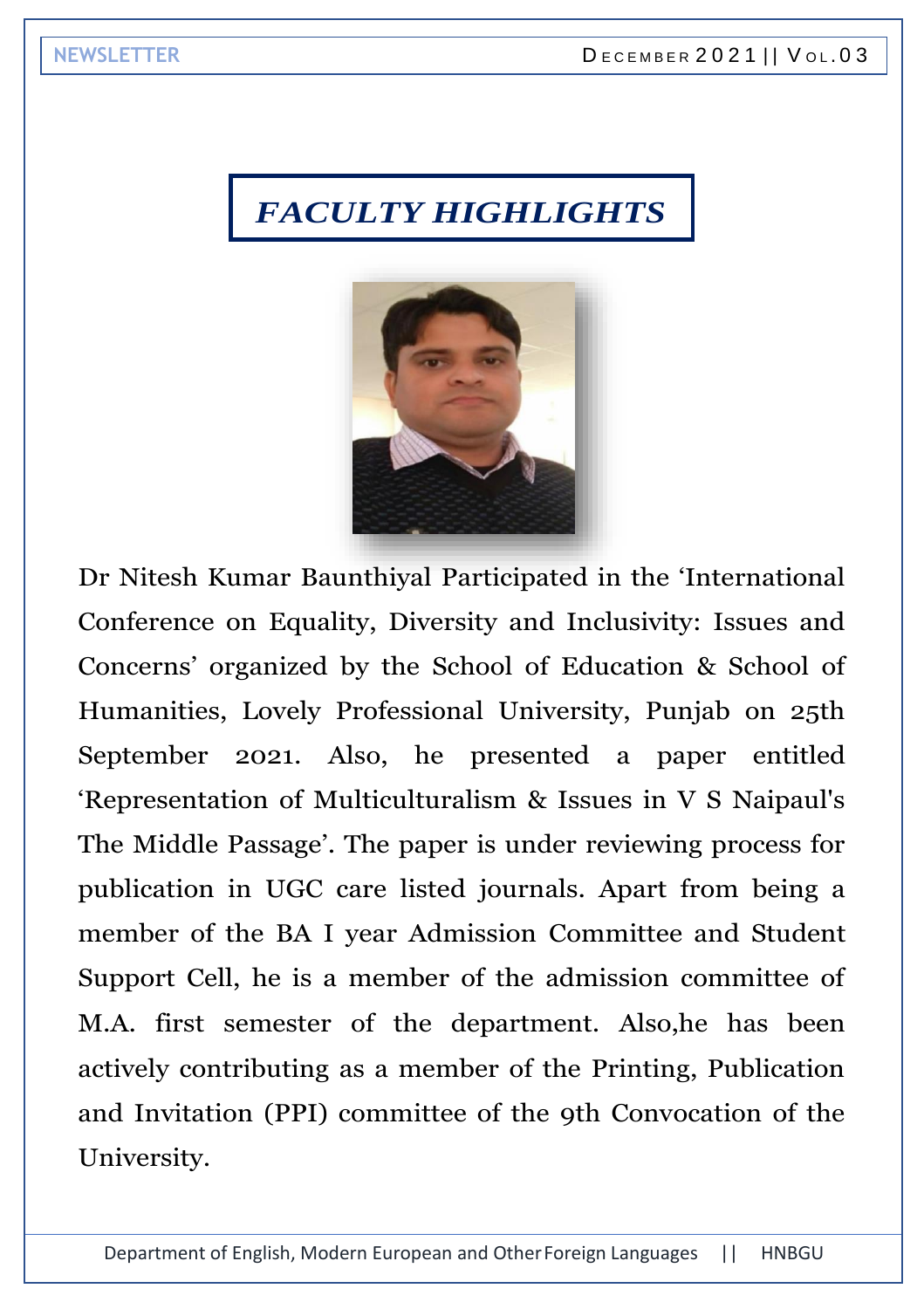# *FACULTY HIGHLIGHTS*

Dr Nitesh Kumar Baunthiyal Participated in the 'International Conference on Equality, Diversity and Inclusivity: Issues and Concerns' organized by the School of Education & School of Humanities, Lovely Professional University, Punjab on 25th September 2021. Also, he presented a paper entitled 'Representation of Multiculturalism & Issues in V S Naipaul's The Middle Passage'. The paper is under reviewing process for publication in UGC care listed journals. Apart from being a member of the BA I year Admission Committee and Student Support Cell, he is a member of the admission committee of M.A. first semester of the department. Also,he has been actively contributing as a member of the Printing, Publication and Invitation (PPI) committee of the 9th Convocation of the University.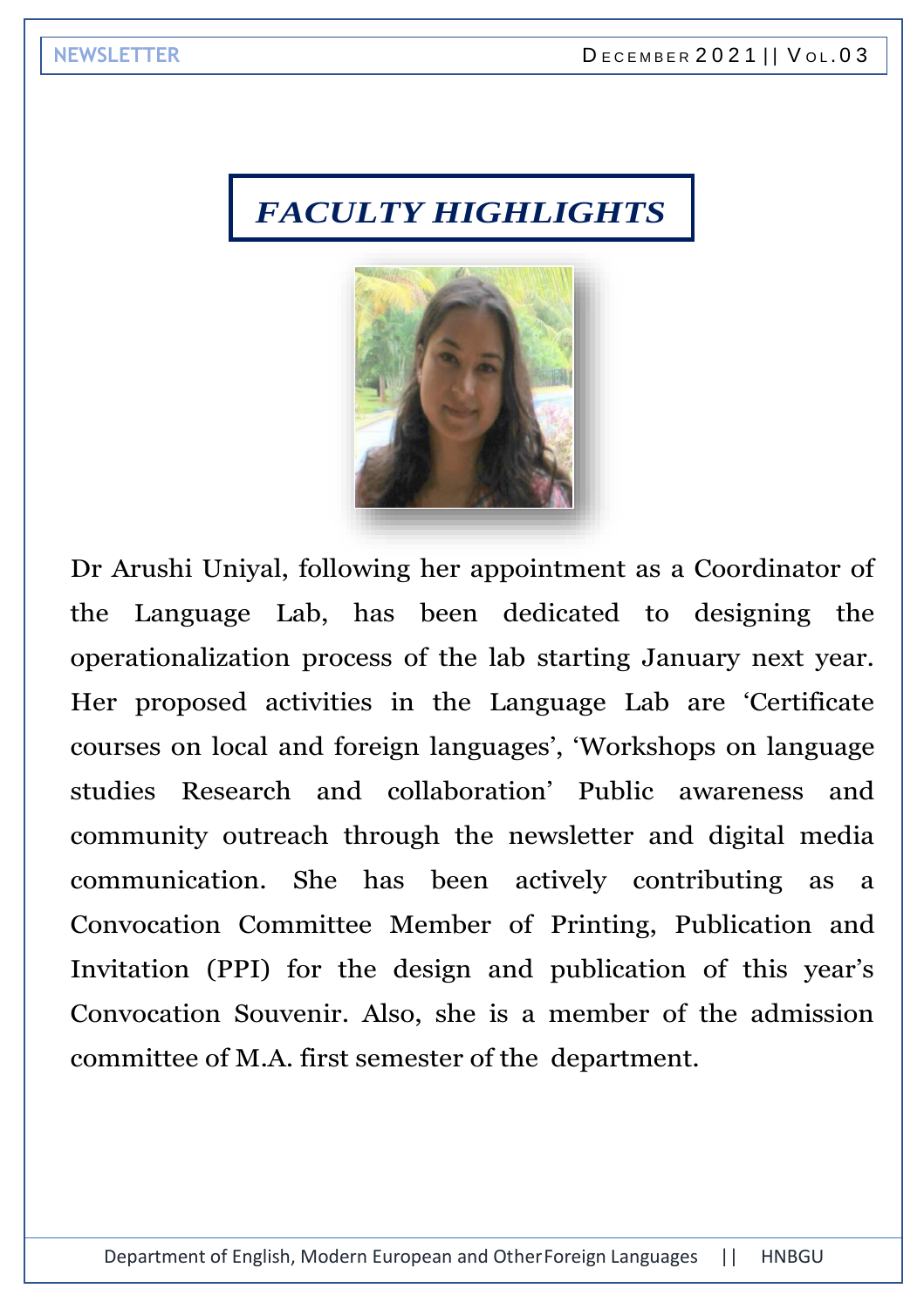# *FACULTY HIGHLIGHTS*

Dr Arushi Uniyal, following her appointment as a Coordinator of the Language Lab, has been dedicated to designing the operationalization process of the lab starting January next year. Her proposed activities in the Language Lab are 'Certificate courses on local and foreign languages', 'Workshops on language studies Research and collaboration' Public awareness and community outreach through the newsletter and digital media communication. She has been actively contributing as a Convocation Committee Member of Printing, Publication and Invitation (PPI) for the design and publication of this year's Convocation Souvenir. Also, she is a member of the admission committee of M.A. first semester of the department.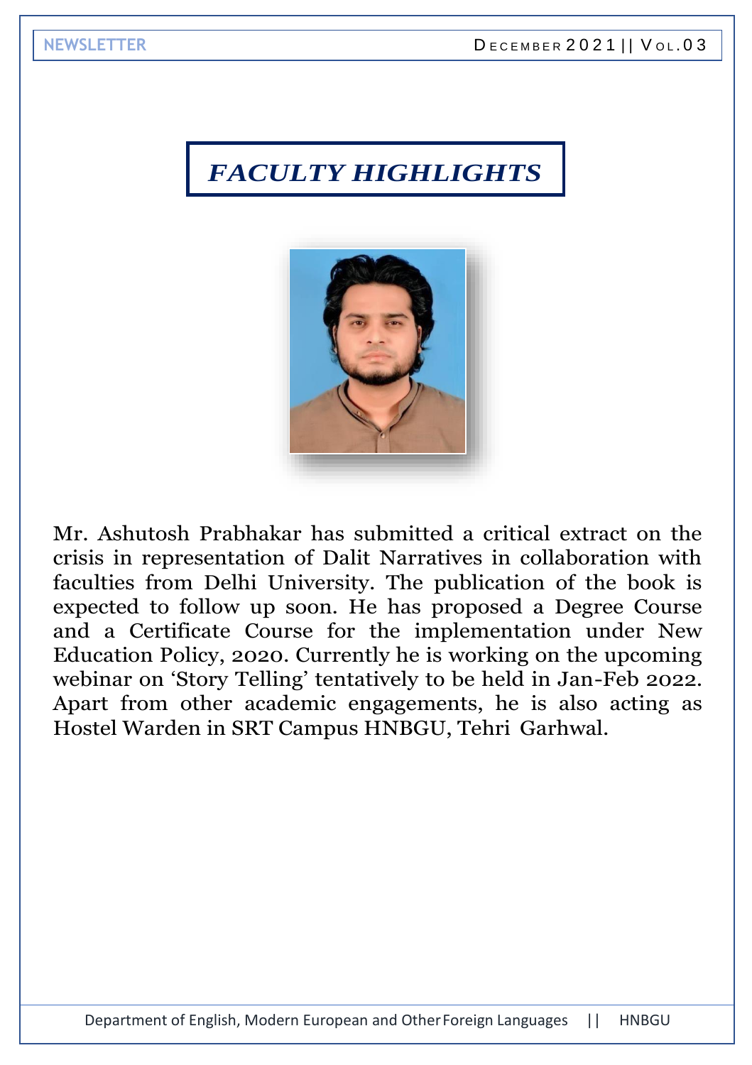# *FACULTY HIGHLIGHTS*

Mr. Ashutosh Prabhakar has submitted a critical extract on the crisis in representation of Dalit Narratives in collaboration with faculties from Delhi University. The publication of the book is expected to follow up soon. He has proposed a Degree Course and a Certificate Course for the implementation under New Education Policy, 2020. Currently he is working on the upcoming webinar on 'Story Telling' tentatively to be held in Jan-Feb 2022. Apart from other academic engagements, he is also acting as Hostel Warden in SRT Campus HNBGU, Tehri Garhwal.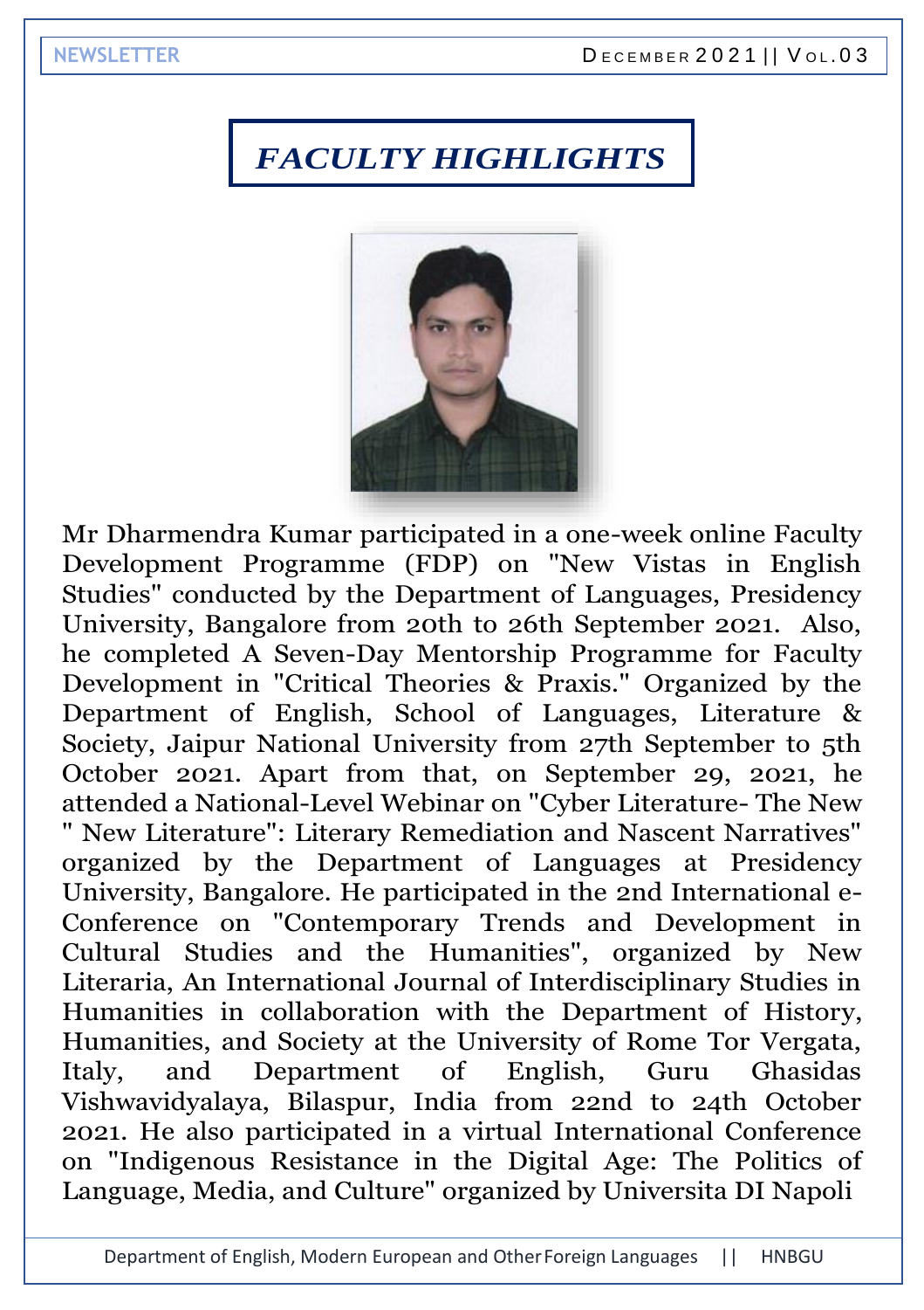# *FACULTY HIGHLIGHTS*

Mr Dharmendra Kumar participated in a one-week online Faculty Development Programme (FDP) on "New Vistas in English Studies" conducted by the Department of Languages, Presidency University, Bangalore from 20th to 26th September 2021. Also, he completed A Seven-Day Mentorship Programme for Faculty Development in "Critical Theories & Praxis." Organized by the Department of English, School of Languages, Literature & Society, Jaipur National University from 27th September to 5th October 2021. Apart from that, on September 29, 2021, he attended a National-Level Webinar on "Cyber Literature- The New " New Literature": Literary Remediation and Nascent Narratives" organized by the Department of Languages at Presidency University, Bangalore. He participated in the 2nd International e-Conference on "Contemporary Trends and Development in Cultural Studies and the Humanities", organized by New Literaria, An International Journal of Interdisciplinary Studies in Humanities in collaboration with the Department of History, Humanities, and Society at the University of Rome Tor Vergata, Italy, and Department of English, Guru Ghasidas Vishwavidyalaya, Bilaspur, India from 22nd to 24th October 2021. He also participated in a virtual International Conference on "Indigenous Resistance in the Digital Age: The Politics of Language, Media, and Culture" organized by Universita DI Napoli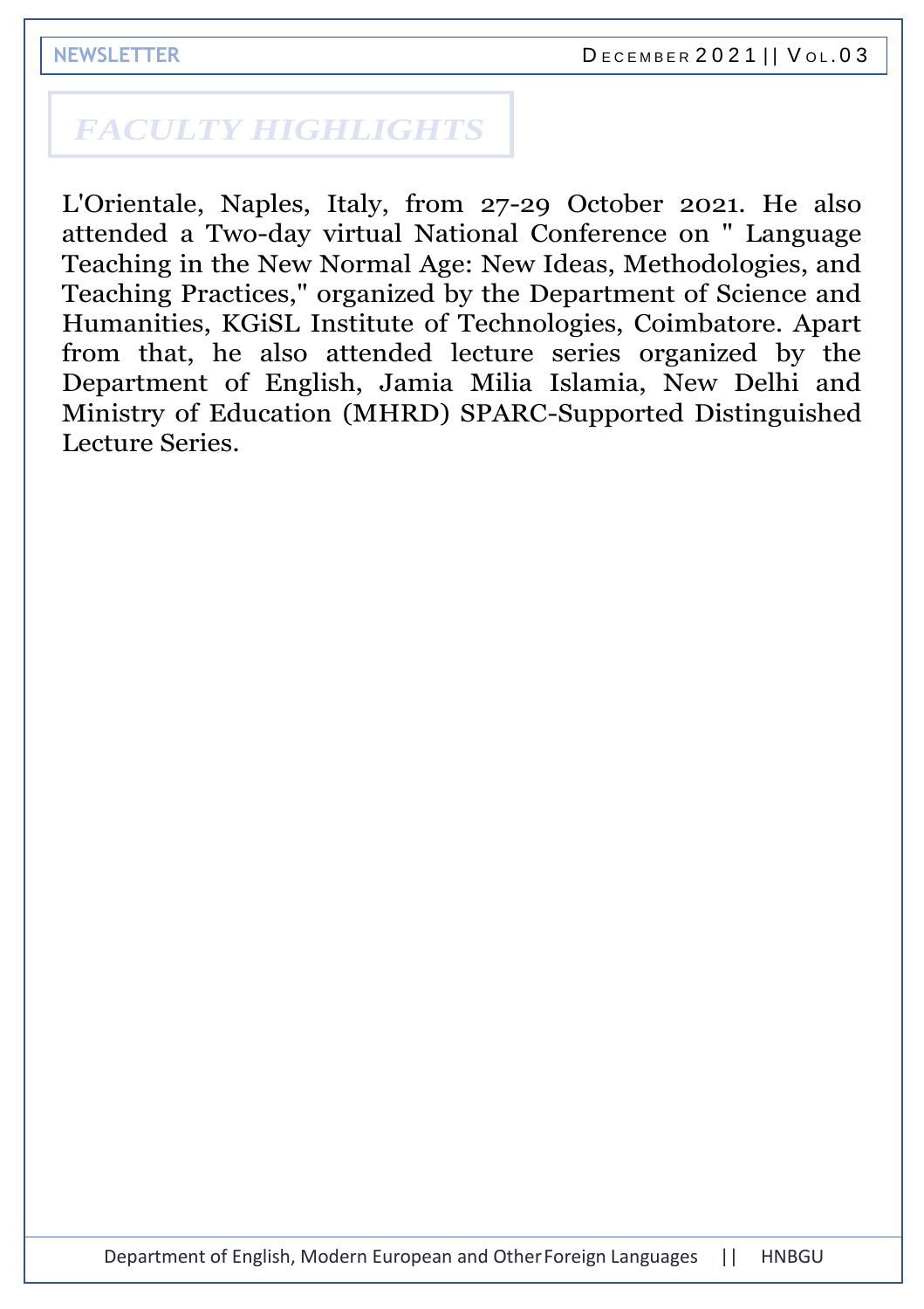## FACULTY HIGHLIGHTS

L'Orientale, Naples, Italy, from 27-29 October 2021. He also attended a Two-day virtual National Conference on " Language Teaching in the New Normal Age: New Ideas, Methodologies, and Teaching Practices," organized by the Department of Science and Humanities, KGiSL Institute of Technologies, Coimbatore. Apart from that, he also attended lecture series organized by the Department of English, Jamia Milia Islamia, New Delhi and Ministry of Education (MHRD) SPARC-Supported Distinguished Lecture Series.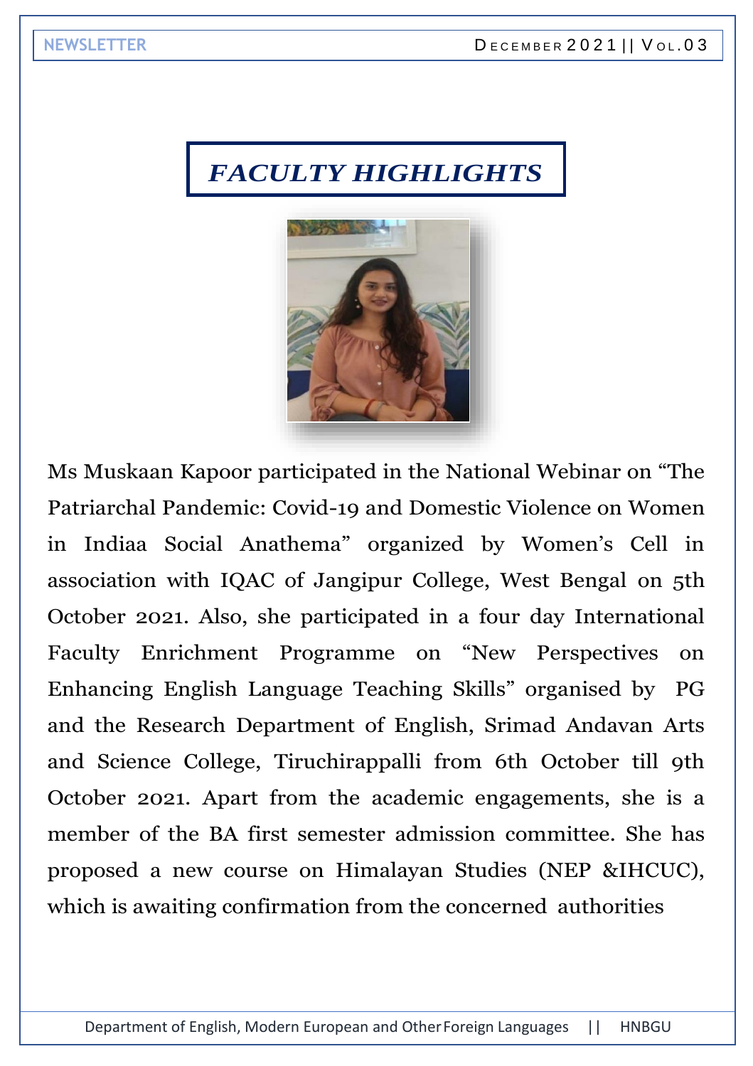# *FACULTY HIGHLIGHTS*

Ms Muskaan Kapoor participated in the National Webinar on “The Patriarchal Pandemic: Covid-19 and Domestic Violence on Women in Indiaa Social Anathema” organized by Women’s Cell in association with IQAC of Jangipur College, West Bengal on 5th October 2021. Also, she participated in a four day International Faculty Enrichment Programme on “New Perspectives on Enhancing English Language Teaching Skills” organised by PG and the Research Department of English, Srimad Andavan Arts and Science College, Tiruchirappalli from 6th October till 9th October 2021. Apart from the academic engagements, she is a member of the BA first semester admission committee. She has proposed a new course on Himalayan Studies (NEP &IHCUC), which is awaiting confirmation from the concerned authorities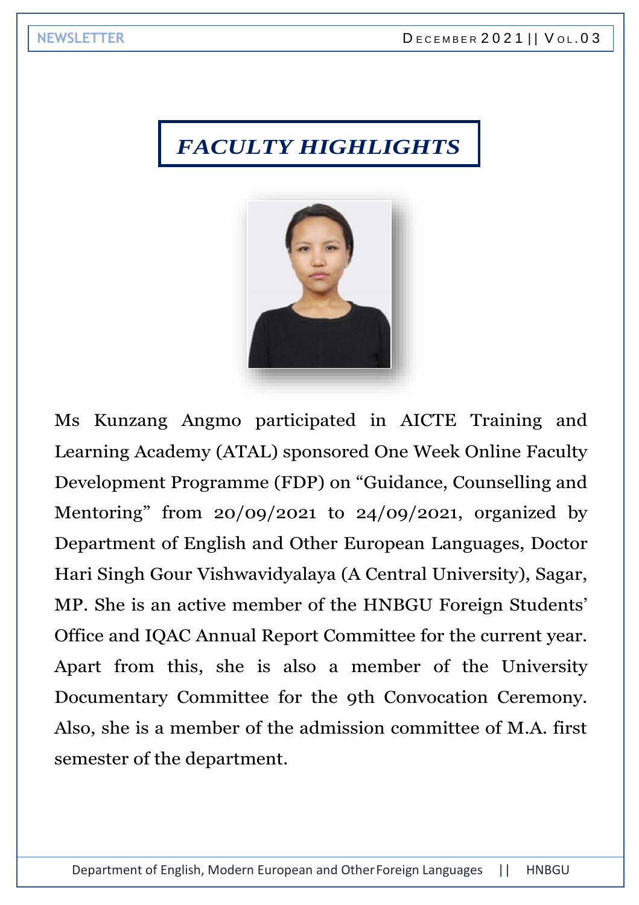# *FACULTY HIGHLIGHTS*

Ms Kunzang Angmo participated in AICTE Training and Learning Academy (ATAL) sponsored One Week Online Faculty Development Programme (FDP) on “Guidance, Counselling and Mentoring” from 20/09/2021 to 24/09/2021, organized by Department of English and Other European Languages, Doctor Hari Singh Gour Vishwavidyalaya (A Central University), Sagar, MP. She is an active member of the HNBGU Foreign Students’ Office and IQAC Annual Report Committee for the current year. Apart from this, she is also a member of the University Documentary Committee for the 9th Convocation Ceremony. Also, she is a member of the admission committee of M.A. first semester of the department.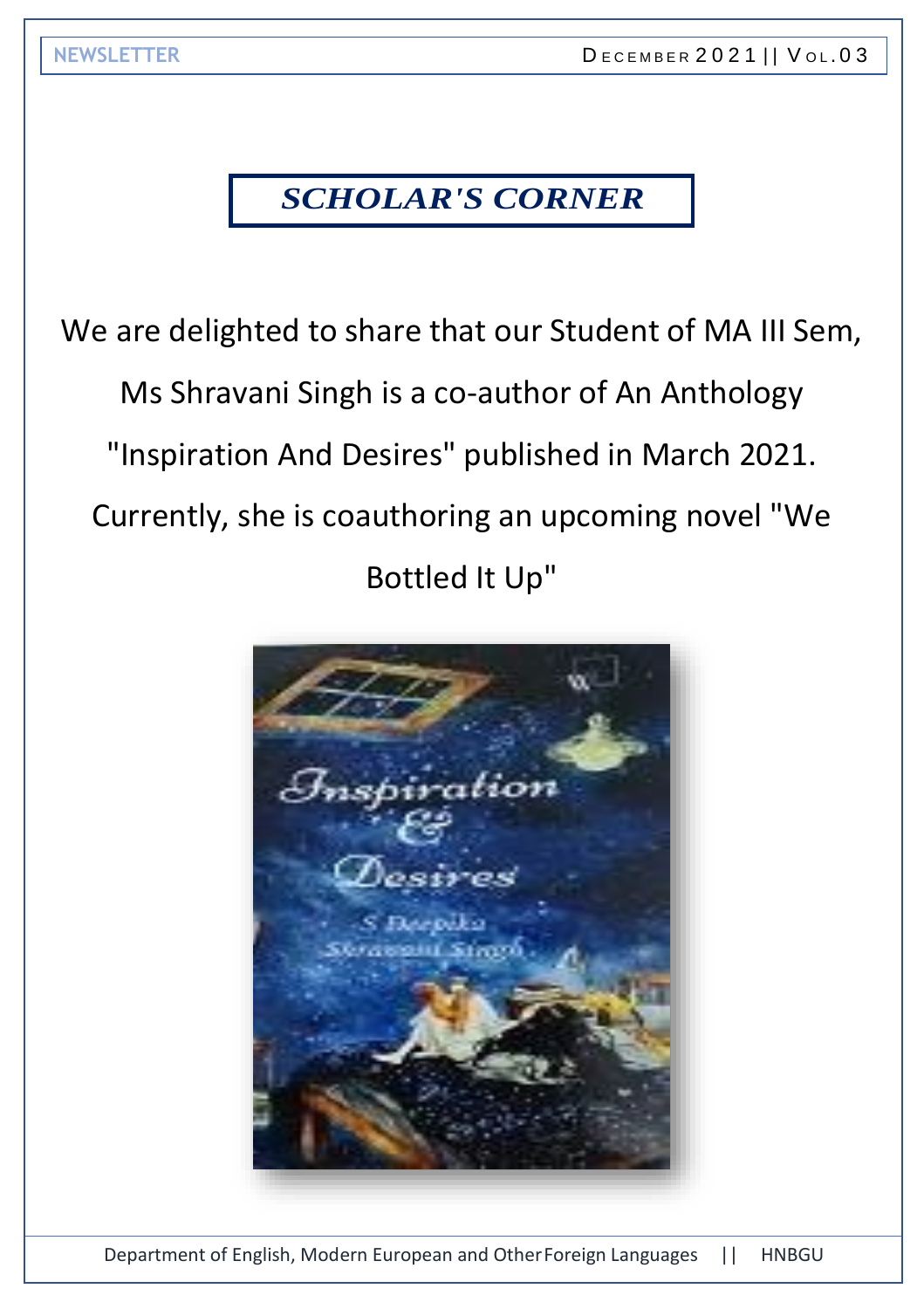## SCHOLAR'S CORNER

We are delighted to share that our Student of MA III Sem, Ms Shravani Singh is a co-author of An Anthology "Inspiration And Desires" published in March 2021. Currently, she is coauthoring an upcoming novel "We Bottled It Up"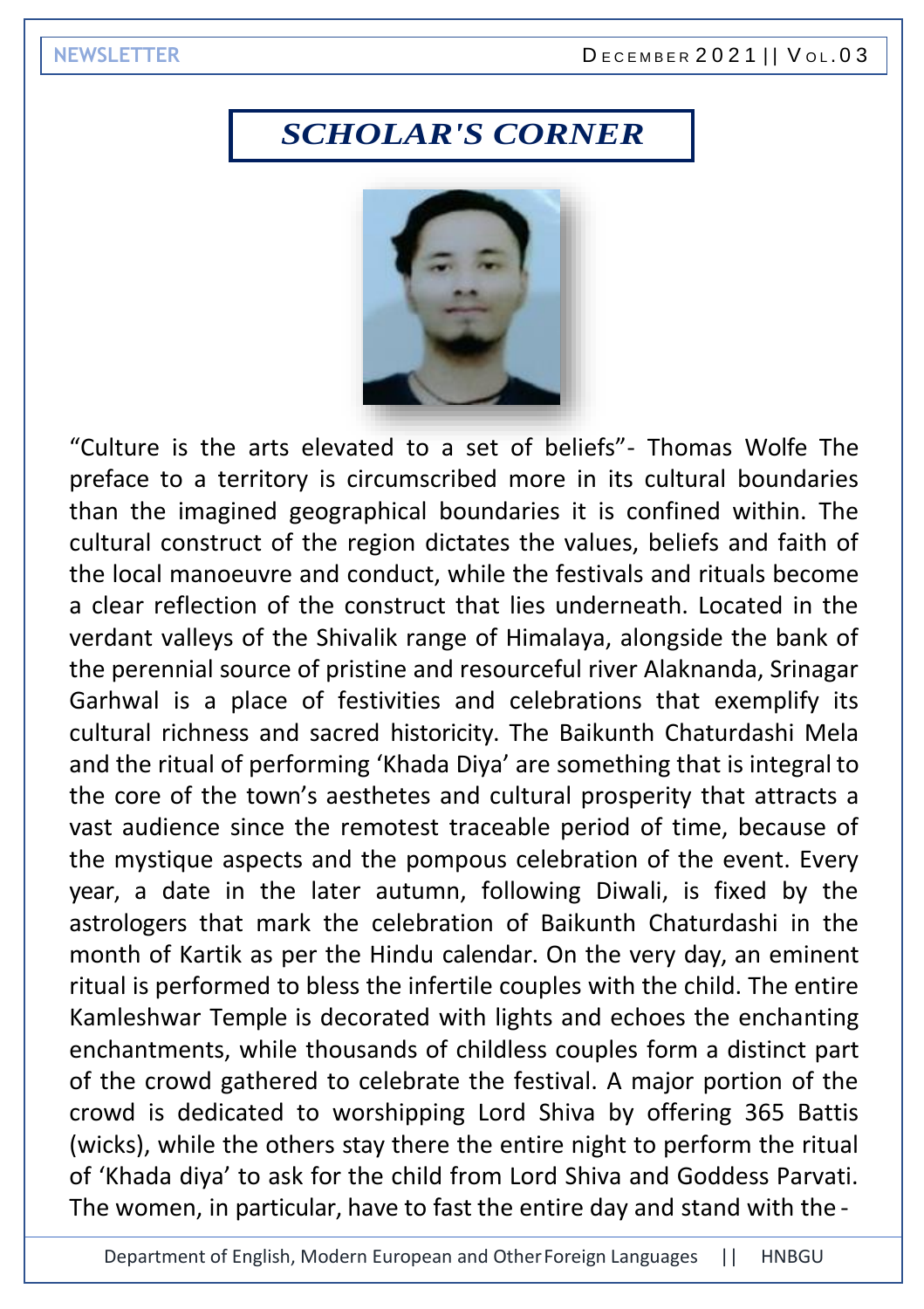# *SCHOLAR'S CORNER*

“Culture is the arts elevated to a set of beliefs”- Thomas Wolfe The preface to a territory is circumscribed more in its cultural boundaries than the imagined geographical boundaries it is confined within. The cultural construct of the region dictates the values, beliefs and faith of the local manoeuvre and conduct, while the festivals and rituals become a clear reflection of the construct that lies underneath. Located in the verdant valleys of the Shivalik range of Himalaya, alongside the bank of the perennial source of pristine and resourceful river Alaknanda, Srinagar Garhwal is a place of festivities and celebrations that exemplify its cultural richness and sacred historicity. The Baikunth Chaturdashi Mela and the ritual of performing ‘Khada Diya’ are something that is integral to the core of the town’s aesthetes and cultural prosperity that attracts a vast audience since the remotest traceable period of time, because of the mystique aspects and the pompous celebration of the event. Every year, a date in the later autumn, following Diwali, is fixed by the astrologers that mark the celebration of Baikunth Chaturdashi in the month of Kartik as per the Hindu calendar. On the very day, an eminent ritual is performed to bless the infertile couples with the child. The entire Kamleshwar Temple is decorated with lights and echoes the enchanting enchantments, while thousands of childless couples form a distinct part of the crowd gathered to celebrate the festival. A major portion of the crowd is dedicated to worshipping Lord Shiva by offering 365 Battis (wicks), while the others stay there the entire night to perform the ritual of ‘Khada diya’ to ask for the child from Lord Shiva and Goddess Parvati. The women, in particular, have to fast the entire day and stand with the -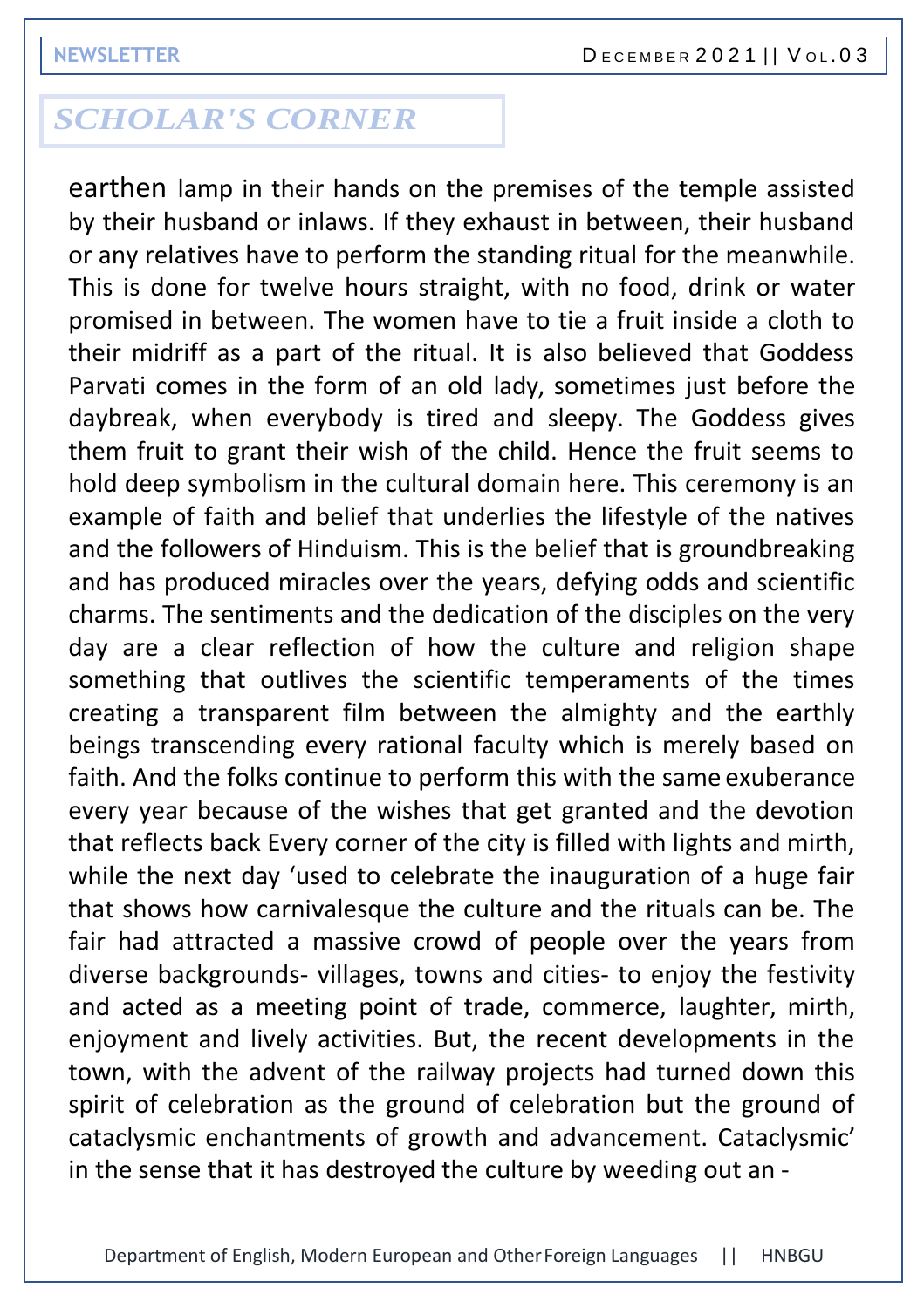## *SCHOLAR'S CORNER*

earthen lamp in their hands on the premises of the temple assisted by their husband or inlaws. If they exhaust in between, their husband or any relatives have to perform the standing ritual for the meanwhile. This is done for twelve hours straight, with no food, drink or water promised in between. The women have to tie a fruit inside a cloth to their midriff as a part of the ritual. It is also believed that Goddess Parvati comes in the form of an old lady, sometimes just before the daybreak, when everybody is tired and sleepy. The Goddess gives them fruit to grant their wish of the child. Hence the fruit seems to hold deep symbolism in the cultural domain here. This ceremony is an example of faith and belief that underlies the lifestyle of the natives and the followers of Hinduism. This is the belief that is groundbreaking and has produced miracles over the years, defying odds and scientific charms. The sentiments and the dedication of the disciples on the very day are a clear reflection of how the culture and religion shape something that outlives the scientific temperaments of the times creating a transparent film between the almighty and the earthly beings transcending every rational faculty which is merely based on faith. And the folks continue to perform this with the same exuberance every year because of the wishes that get granted and the devotion that reflects back Every corner of the city is filled with lights and mirth, while the next day 'used to celebrate the inauguration of a huge fair that shows how carnivalesque the culture and the rituals can be. The fair had attracted a massive crowd of people over the years from diverse backgrounds- villages, towns and cities- to enjoy the festivity and acted as a meeting point of trade, commerce, laughter, mirth, enjoyment and lively activities. But, the recent developments in the town, with the advent of the railway projects had turned down this spirit of celebration as the ground of celebration but the ground of cataclysmic enchantments of growth and advancement. Cataclysmic' in the sense that it has destroyed the culture by weeding out an -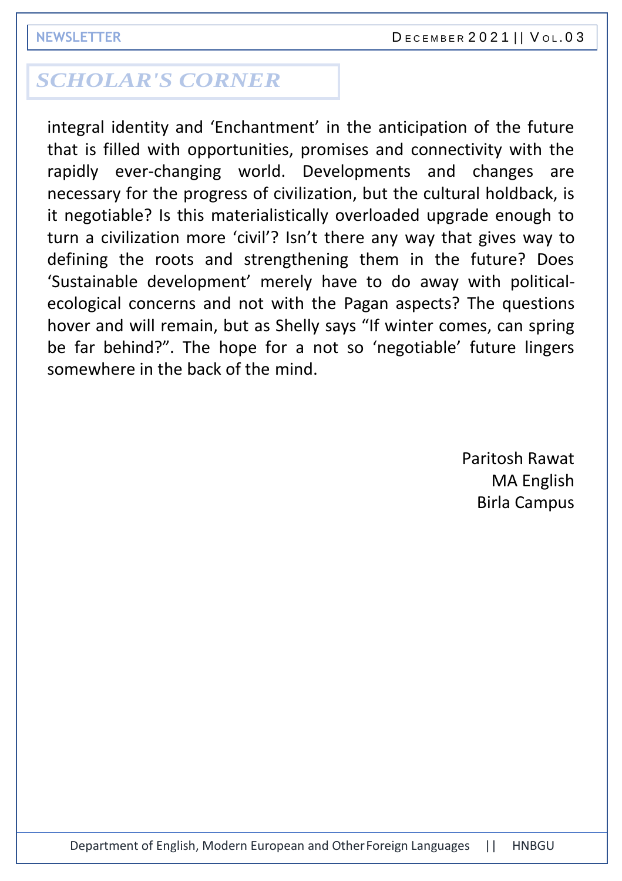## SCHOLAR'S CORNER

integral identity and 'Enchantment' in the anticipation of the future that is filled with opportunities, promises and connectivity with the rapidly ever-changing world. Developments and changes are necessary for the progress of civilization, but the cultural holdback, is it negotiable? Is this materialistically overloaded upgrade enough to turn a civilization more 'civil'? Isn't there any way that gives way to defining the roots and strengthening them in the future? Does 'Sustainable development' merely have to do away with political-ecological concerns and not with the Pagan aspects? The questions hover and will remain, but as Shelly says "If winter comes, can spring be far behind?". The hope for a not so 'negotiable' future lingers somewhere in the back of the mind.

Paritosh Rawat
MA English
Birla Campus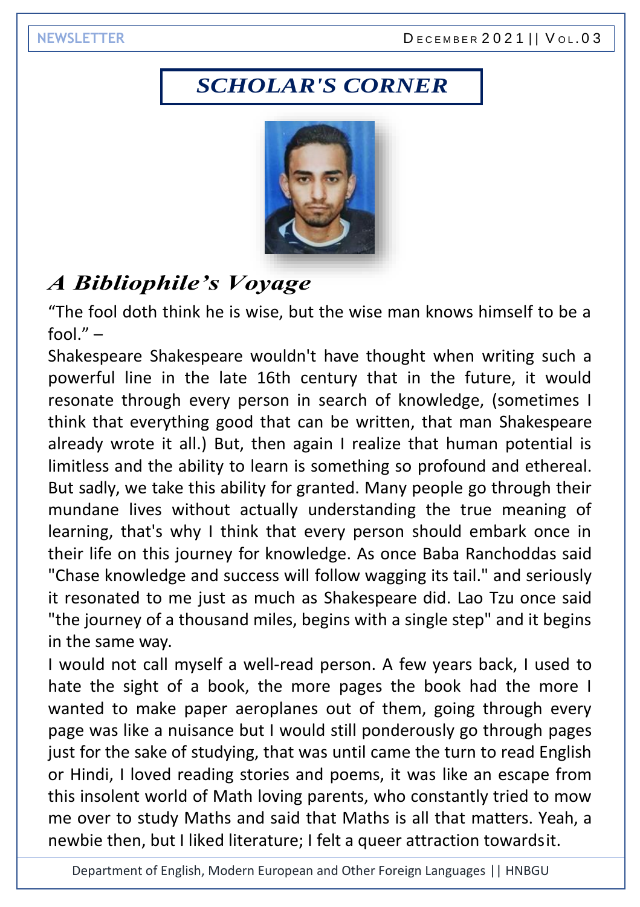# SCHOLAR'S CORNER

## *A Bibliophile's Voyage*

"The fool doth think he is wise, but the wise man knows himself to be a fool." –

Shakespeare Shakespeare wouldn't have thought when writing such a powerful line in the late 16th century that in the future, it would resonate through every person in search of knowledge, (sometimes I think that everything good that can be written, that man Shakespeare already wrote it all.) But, then again I realize that human potential is limitless and the ability to learn is something so profound and ethereal. But sadly, we take this ability for granted. Many people go through their mundane lives without actually understanding the true meaning of learning, that's why I think that every person should embark once in their life on this journey for knowledge. As once Baba Ranchoddas said "Chase knowledge and success will follow wagging its tail." and seriously it resonated to me just as much as Shakespeare did. Lao Tzu once said "the journey of a thousand miles, begins with a single step" and it begins in the same way.

I would not call myself a well-read person. A few years back, I used to hate the sight of a book, the more pages the book had the more I wanted to make paper aeroplanes out of them, going through every page was like a nuisance but I would still ponderously go through pages just for the sake of studying, that was until came the turn to read English or Hindi, I loved reading stories and poems, it was like an escape from this insolent world of Math loving parents, who constantly tried to mow me over to study Maths and said that Maths is all that matters. Yeah, a newbie then, but I liked literature; I felt a queer attraction towards it.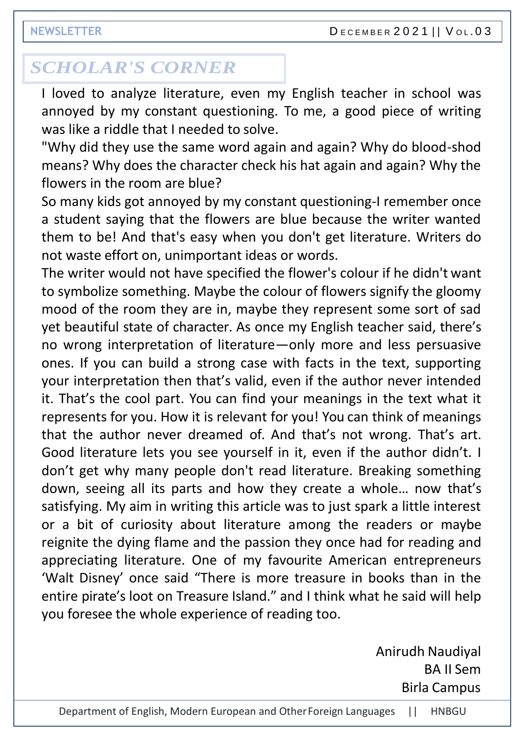# SCHOLAR'S CORNER

I loved to analyze literature, even my English teacher in school was annoyed by my constant questioning. To me, a good piece of writing was like a riddle that I needed to solve.

"Why did they use the same word again and again? Why do blood-shod means? Why does the character check his hat again and again? Why the flowers in the room are blue?

So many kids got annoyed by my constant questioning-I remember once a student saying that the flowers are blue because the writer wanted them to be! And that's easy when you don't get literature. Writers do not waste effort on, unimportant ideas or words.

The writer would not have specified the flower's colour if he didn't want to symbolize something. Maybe the colour of flowers signify the gloomy mood of the room they are in, maybe they represent some sort of sad yet beautiful state of character. As once my English teacher said, there's no wrong interpretation of literature—only more and less persuasive ones. If you can build a strong case with facts in the text, supporting your interpretation then that's valid, even if the author never intended it. That's the cool part. You can find your meanings in the text what it represents for you. How it is relevant for you! You can think of meanings that the author never dreamed of. And that's not wrong. That's art. Good literature lets you see yourself in it, even if the author didn't. I don't get why many people don't read literature. Breaking something down, seeing all its parts and how they create a whole… now that's satisfying. My aim in writing this article was to just spark a little interest or a bit of curiosity about literature among the readers or maybe reignite the dying flame and the passion they once had for reading and appreciating literature. One of my favourite American entrepreneurs 'Walt Disney' once said "There is more treasure in books than in the entire pirate's loot on Treasure Island." and I think what he said will help you foresee the whole experience of reading too.

Anirudh Naudiyal
BA II Sem
Birla Campus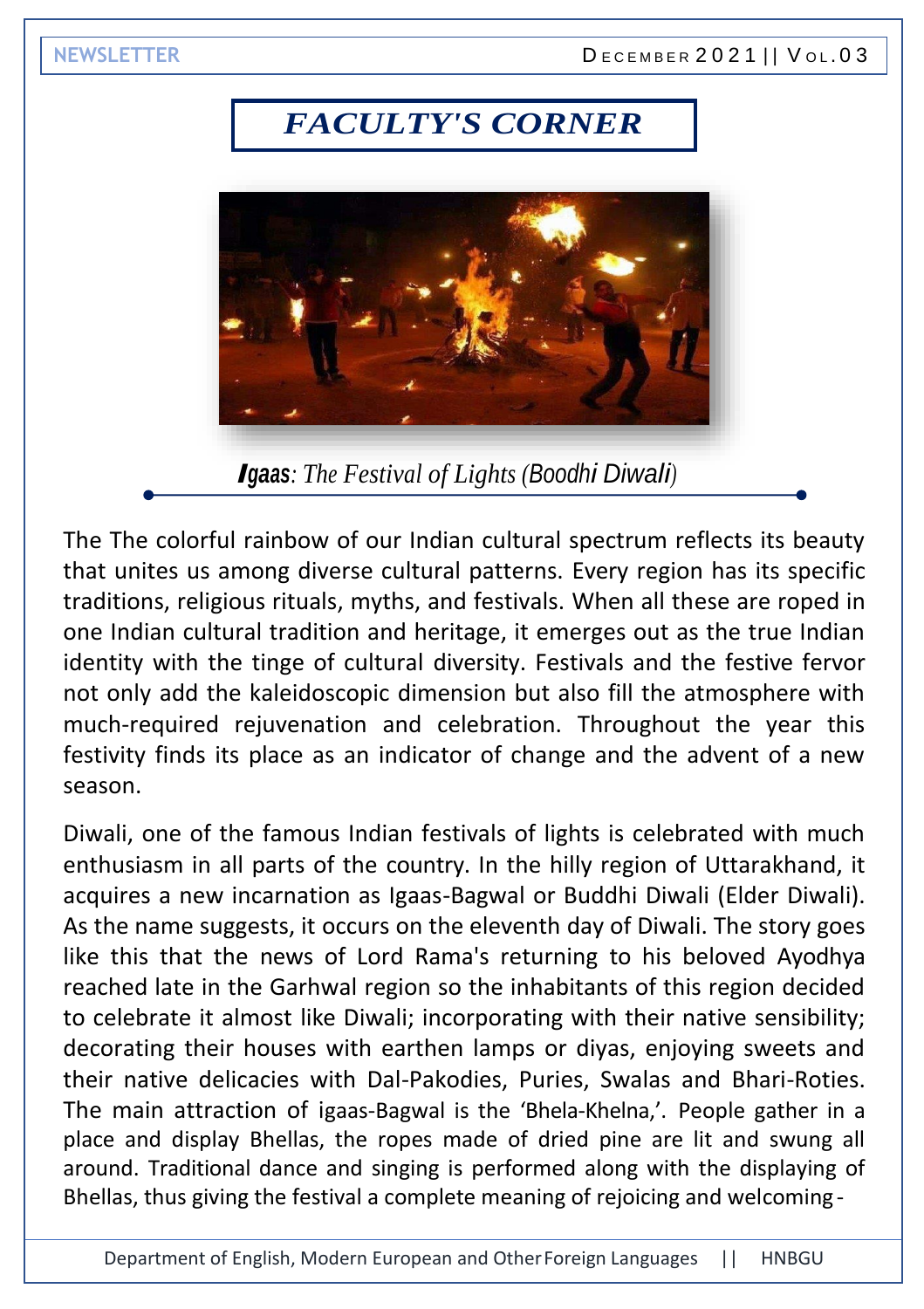# FACULTY'S CORNER

***Igaas**: The Festival of Lights (Boodhi Diwali)*

The The colorful rainbow of our Indian cultural spectrum reflects its beauty that unites us among diverse cultural patterns. Every region has its specific traditions, religious rituals, myths, and festivals. When all these are roped in one Indian cultural tradition and heritage, it emerges out as the true Indian identity with the tinge of cultural diversity. Festivals and the festive fervor not only add the kaleidoscopic dimension but also fill the atmosphere with much-required rejuvenation and celebration. Throughout the year this festivity finds its place as an indicator of change and the advent of a new season.

Diwali, one of the famous Indian festivals of lights is celebrated with much enthusiasm in all parts of the country. In the hilly region of Uttarakhand, it acquires a new incarnation as Igaas-Bagwal or Buddhi Diwali (Elder Diwali). As the name suggests, it occurs on the eleventh day of Diwali. The story goes like this that the news of Lord Rama's returning to his beloved Ayodhya reached late in the Garhwal region so the inhabitants of this region decided to celebrate it almost like Diwali; incorporating with their native sensibility; decorating their houses with earthen lamps or diyas, enjoying sweets and their native delicacies with Dal-Pakodies, Puries, Swalas and Bhari-Roties. The main attraction of igaas-Bagwal is the 'Bhela-Khelna,'. People gather in a place and display Bhellas, the ropes made of dried pine are lit and swung all around. Traditional dance and singing is performed along with the displaying of Bhellas, thus giving the festival a complete meaning of rejoicing and welcoming-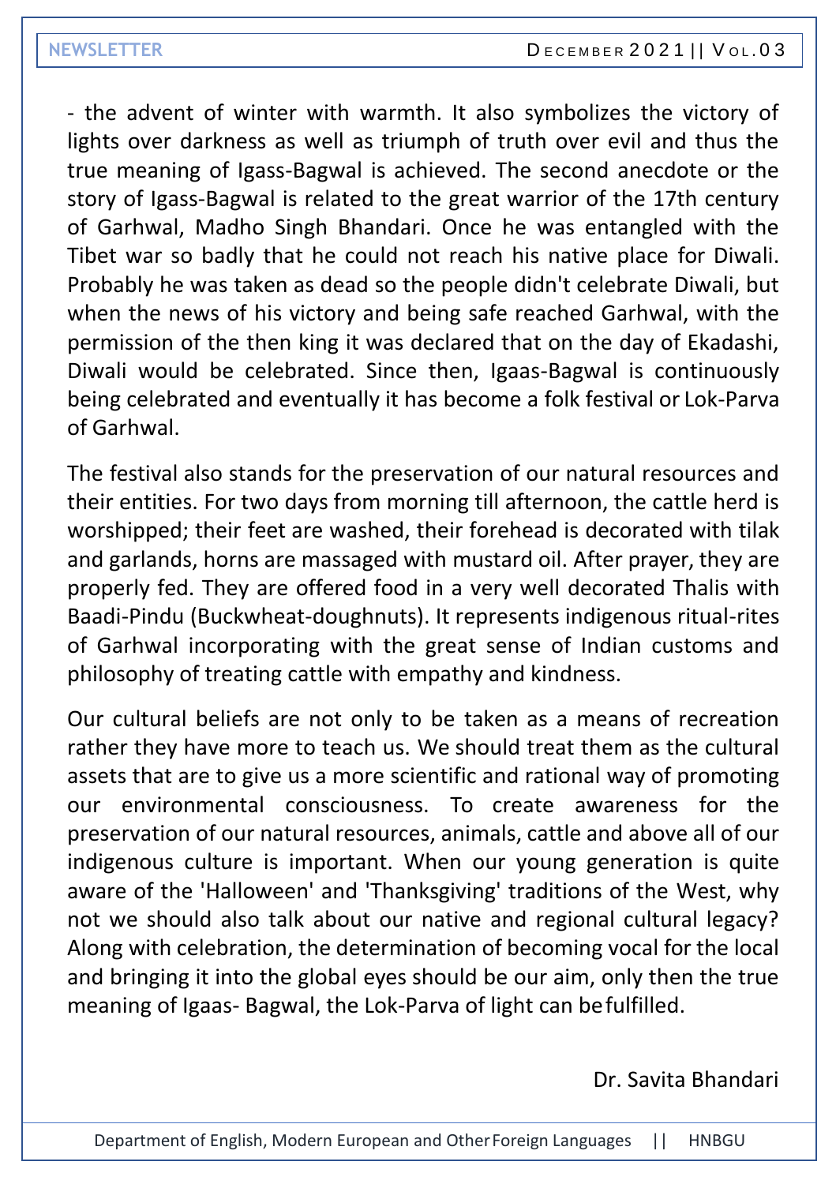- the advent of winter with warmth. It also symbolizes the victory of lights over darkness as well as triumph of truth over evil and thus the true meaning of Igass-Bagwal is achieved. The second anecdote or the story of Igass-Bagwal is related to the great warrior of the 17th century of Garhwal, Madho Singh Bhandari. Once he was entangled with the Tibet war so badly that he could not reach his native place for Diwali. Probably he was taken as dead so the people didn't celebrate Diwali, but when the news of his victory and being safe reached Garhwal, with the permission of the then king it was declared that on the day of Ekadashi, Diwali would be celebrated. Since then, Igaas-Bagwal is continuously being celebrated and eventually it has become a folk festival or Lok-Parva of Garhwal.

The festival also stands for the preservation of our natural resources and their entities. For two days from morning till afternoon, the cattle herd is worshipped; their feet are washed, their forehead is decorated with tilak and garlands, horns are massaged with mustard oil. After prayer, they are properly fed. They are offered food in a very well decorated Thalis with Baadi-Pindu (Buckwheat-doughnuts). It represents indigenous ritual-rites of Garhwal incorporating with the great sense of Indian customs and philosophy of treating cattle with empathy and kindness.

Our cultural beliefs are not only to be taken as a means of recreation rather they have more to teach us. We should treat them as the cultural assets that are to give us a more scientific and rational way of promoting our environmental consciousness. To create awareness for the preservation of our natural resources, animals, cattle and above all of our indigenous culture is important. When our young generation is quite aware of the 'Halloween' and 'Thanksgiving' traditions of the West, why not we should also talk about our native and regional cultural legacy? Along with celebration, the determination of becoming vocal for the local and bringing it into the global eyes should be our aim, only then the true meaning of Igaas- Bagwal, the Lok-Parva of light can be fulfilled.

Dr. Savita Bhandari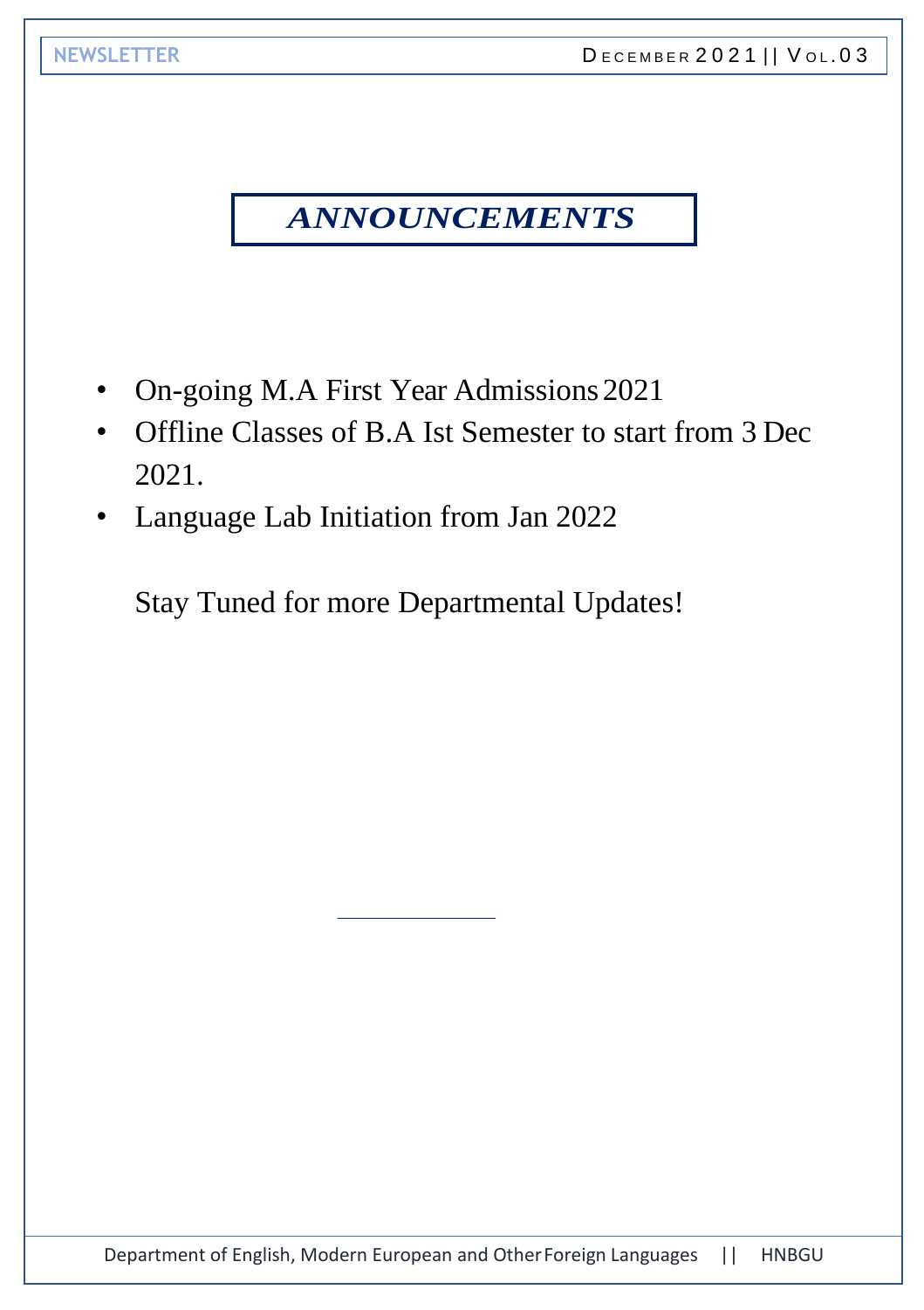# *ANNOUNCEMENTS*

- On-going M.A First Year Admissions 2021
- Offline Classes of B.A Ist Semester to start from 3 Dec 2021.
- Language Lab Initiation from Jan 2022

Stay Tuned for more Departmental Updates!